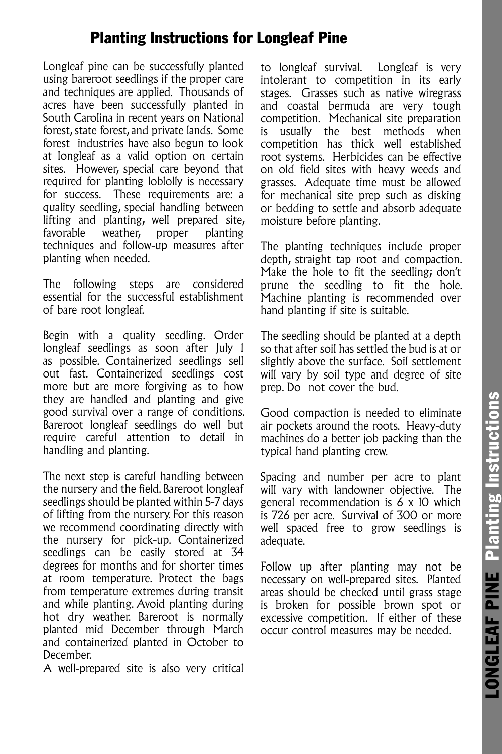# Planting Instructions for Longleaf Pine

Longleaf pine can be successfully planted using bareroot seedlings if the proper care and techniques are applied. Thousands of acres have been successfully planted in South Carolina in recent years on National forest, state forest, and private lands. Some forest industries have also begun to look at longleaf as a valid option on certain sites. However, special care beyond that required for planting loblolly is necessary for success. These requirements are: a quality seedling, special handling between lifting and planting, well prepared site, favorable weather, proper planting techniques and follow-up measures after planting when needed.

The following steps are considered essential for the successful establishment of bare root longleaf.

Begin with a quality seedling. Order longleaf seedlings as soon after July 1 as possible. Containerized seedlings sell out fast. Containerized seedlings cost more but are more forgiving as to how they are handled and planting and give good survival over a range of conditions. Bareroot longleaf seedlings do well but require careful attention to detail in handling and planting.

The next step is careful handling between the nursery and the field. Bareroot longleaf seedlings should be planted within 5-7 days of lifting from the nursery. For this reason we recommend coordinating directly with the nursery for pick-up. Containerized seedlings can be easily stored at 34 degrees for months and for shorter times at room temperature. Protect the bags from temperature extremes during transit and while planting. Avoid planting during hot dry weather. Bareroot is normally planted mid December through March and containerized planted in October to December.

A well-prepared site is also very critical to longleaf survival. Longleaf is very intolerant to competition in its early stages. Grasses such as native wiregrass and coastal bermuda are very tough competition. Mechanical site preparation is usually the best methods when competition has thick well established root systems. Herbicides can be effective on old field sites with heavy weeds and grasses. Adequate time must be allowed for mechanical site prep such as disking or bedding to settle and absorb adequate moisture before planting.

The planting techniques include proper depth, straight tap root and compaction. Make the hole to fit the seedling; don't prune the seedling to fit the hole. Machine planting is recommended over hand planting if site is suitable.

The seedling should be planted at a depth so that after soil has settled the bud is at or slightly above the surface. Soil settlement will vary by soil type and degree of site prep. Do not cover the bud.

Good compaction is needed to eliminate air pockets around the roots. Heavy-duty machines do a better job packing than the typical hand planting crew.

Spacing and number per acre to plant will vary with landowner objective. The general recommendation is 6 x 10 which is 726 per acre. Survival of 300 or more well spaced free to grow seedlings is adequate.

Follow up after planting may not be necessary on well-prepared sites. Planted areas should be checked until grass stage is broken for possible brown spot or excessive competition. If either of these occur control measures may be needed.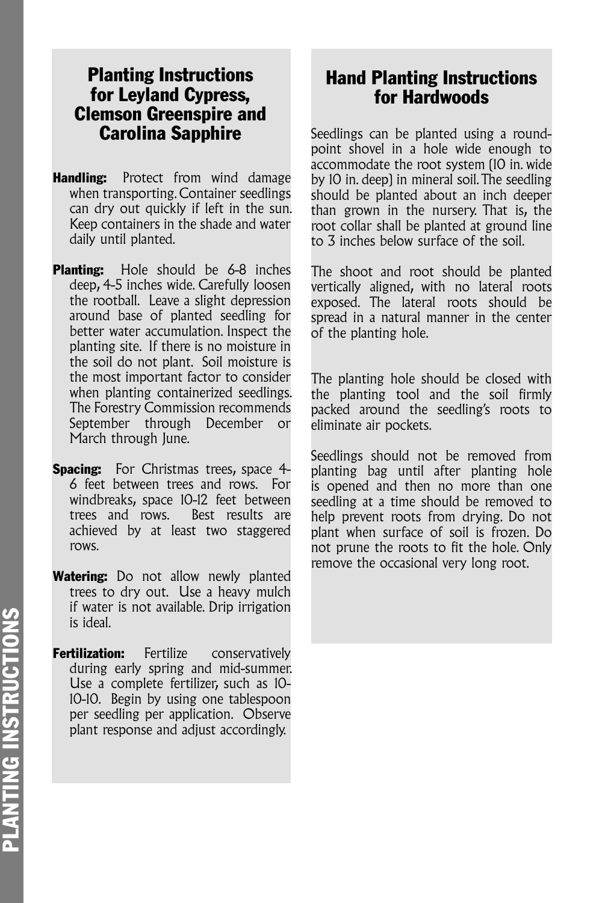## Planting Instructions for Leyland Cypress, Clemson Greenspire and Carolina Sapphire

**Handling:** Protect from wind damage when transporting. Container seedlings can dry out quickly if left in the sun. Keep containers in the shade and water daily until planted.

**Planting:** Hole should be 6-8 inches deep, 4-5 inches wide. Carefully loosen the rootball. Leave a slight depression around base of planted seedling for better water accumulation. Inspect the planting site. If there is no moisture in the soil do not plant. Soil moisture is the most important factor to consider when planting containerized seedlings. The Forestry Commission recommends September through December or March through June.

**Spacing:** For Christmas trees, space 4-6 feet between trees and rows. For windbreaks, space 10-12 feet between trees and rows. Best results are achieved by at least two staggered rows.

**Watering:** Do not allow newly planted trees to dry out. Use a heavy mulch if water is not available. Drip irrigation is ideal.

**Fertilization:** Fertilize conservatively during early spring and mid-summer. Use a complete fertilizer, such as 10-10-10. Begin by using one tablespoon per seedling per application. Observe plant response and adjust accordingly.

## Hand Planting Instructions for Hardwoods

Seedlings can be planted using a round-point shovel in a hole wide enough to accommodate the root system (10 in. wide by 10 in. deep) in mineral soil. The seedling should be planted about an inch deeper than grown in the nursery. That is, the root collar shall be planted at ground line to 3 inches below surface of the soil.

The shoot and root should be planted vertically aligned, with no lateral roots exposed. The lateral roots should be spread in a natural manner in the center of the planting hole.

The planting hole should be closed with the planting tool and the soil firmly packed around the seedling's roots to eliminate air pockets.

Seedlings should not be removed from planting bag until after planting hole is opened and then no more than one seedling at a time should be removed to help prevent roots from drying. Do not plant when surface of soil is frozen. Do not prune the roots to fit the hole. Only remove the occasional very long root.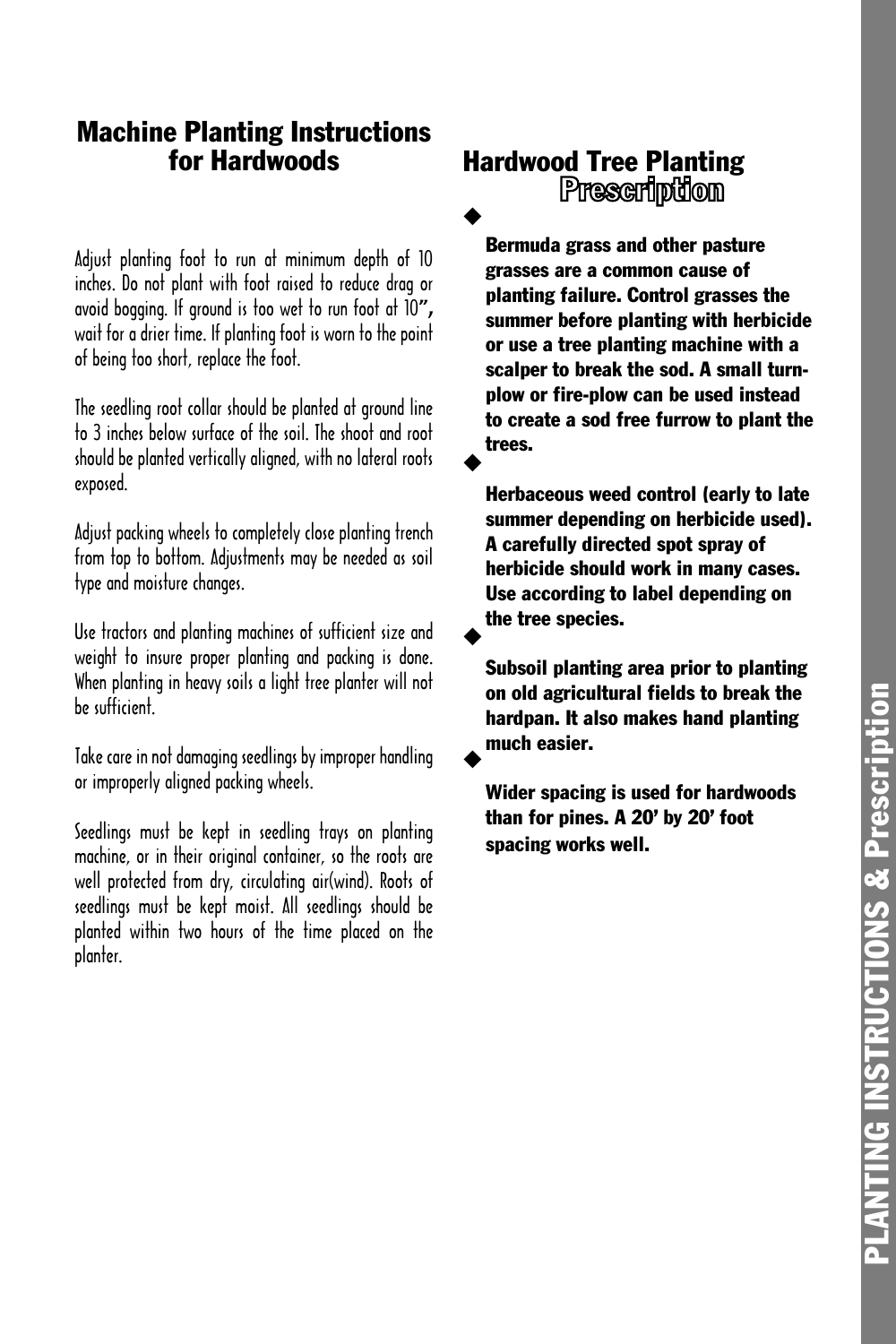## Machine Planting Instructions for Hardwoods

Adjust planting foot to run at minimum depth of 10 inches. Do not plant with foot raised to reduce drag or avoid bogging. If ground is too wet to run foot at 10", wait for a drier time. If planting foot is worn to the point of being too short, replace the foot.

The seedling root collar should be planted at ground line to 3 inches below surface of the soil. The shoot and root should be planted vertically aligned, with no lateral roots exposed.

Adjust packing wheels to completely close planting trench from top to bottom. Adjustments may be needed as soil type and moisture changes.

Use tractors and planting machines of sufficient size and weight to insure proper planting and packing is done. When planting in heavy soils a light tree planter will not be sufficient.

Take care in not damaging seedlings by improper handling or improperly aligned packing wheels.

Seedlings must be kept in seedling trays on planting machine, or in their original container, so the roots are well protected from dry, circulating air(wind). Roots of seedlings must be kept moist. All seedlings should be planted within two hours of the time placed on the planter.

## Hardwood Tree Planting Prescription

- **Bermuda grass and other pasture grasses are a common cause of planting failure. Control grasses the summer before planting with herbicide or use a tree planting machine with a scalper to break the sod. A small turn-plow or fire-plow can be used instead to create a sod free furrow to plant the trees.**
- **Herbaceous weed control (early to late summer depending on herbicide used). A carefully directed spot spray of herbicide should work in many cases. Use according to label depending on the tree species.**
- **Subsoil planting area prior to planting on old agricultural fields to break the hardpan. It also makes hand planting much easier.**
- **Wider spacing is used for hardwoods than for pines. A 20' by 20' foot spacing works well.**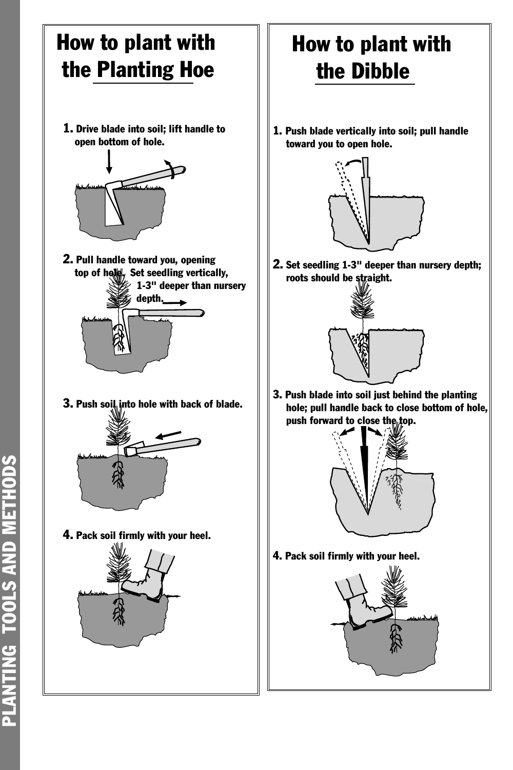# How to plant with the Planting Hoe

1. Drive blade into soil; lift handle to open bottom of hole.

2. Pull handle toward you, opening top of hole. Set seedling vertically, 1-3" deeper than nursery depth.

3. Push soil into hole with back of blade.

4. Pack soil firmly with your heel.

# How to plant with the Dibble

1. Push blade vertically into soil; pull handle toward you to open hole.

2. Set seedling 1-3" deeper than nursery depth; roots should be straight.

3. Push blade into soil just behind the planting hole; pull handle back to close bottom of hole, push forward to close the top.

4. Pack soil firmly with your heel.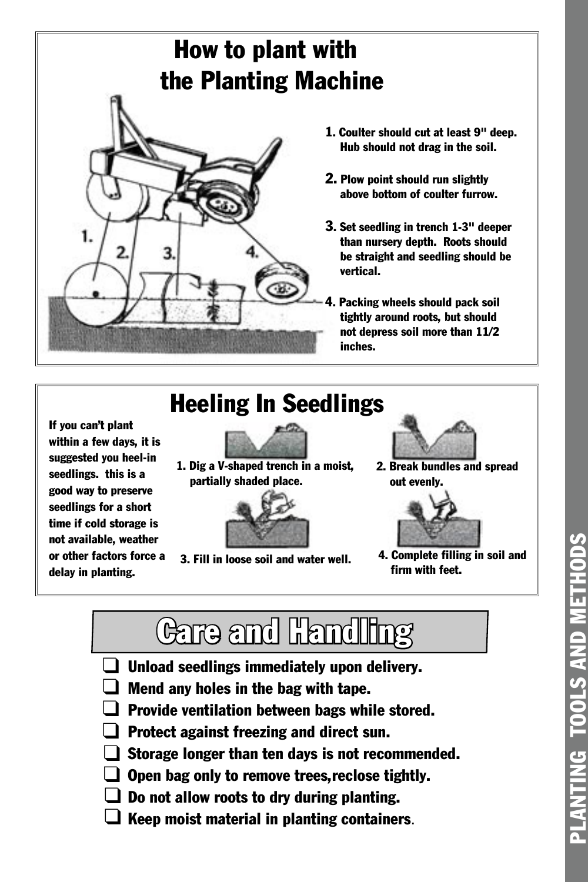# How to plant with the Planting Machine

1. Coulter should cut at least 9" deep. Hub should not drag in the soil.
2. Plow point should run slightly above bottom of coulter furrow.
3. Set seedling in trench 1-3" deeper than nursery depth. Roots should be straight and seedling should be vertical.
4. Packing wheels should pack soil tightly around roots, but should not depress soil more than 11/2 inches.

# Heeling In Seedlings

If you can't plant within a few days, it is suggested you heel-in seedlings. this is a good way to preserve seedlings for a short time if cold storage is not available, weather or other factors force a delay in planting.

1. Dig a V-shaped trench in a moist, partially shaded place.
2. Break bundles and spread out evenly.
3. Fill in loose soil and water well.
4. Complete filling in soil and firm with feet.

# Care and Handling

- [ ] Unload seedlings immediately upon delivery.
- [ ] Mend any holes in the bag with tape.
- [ ] Provide ventilation between bags while stored.
- [ ] Protect against freezing and direct sun.
- [ ] Storage longer than ten days is not recommended.
- [ ] Open bag only to remove trees,reclose tightly.
- [ ] Do not allow roots to dry during planting.
- [ ] Keep moist material in planting containers.